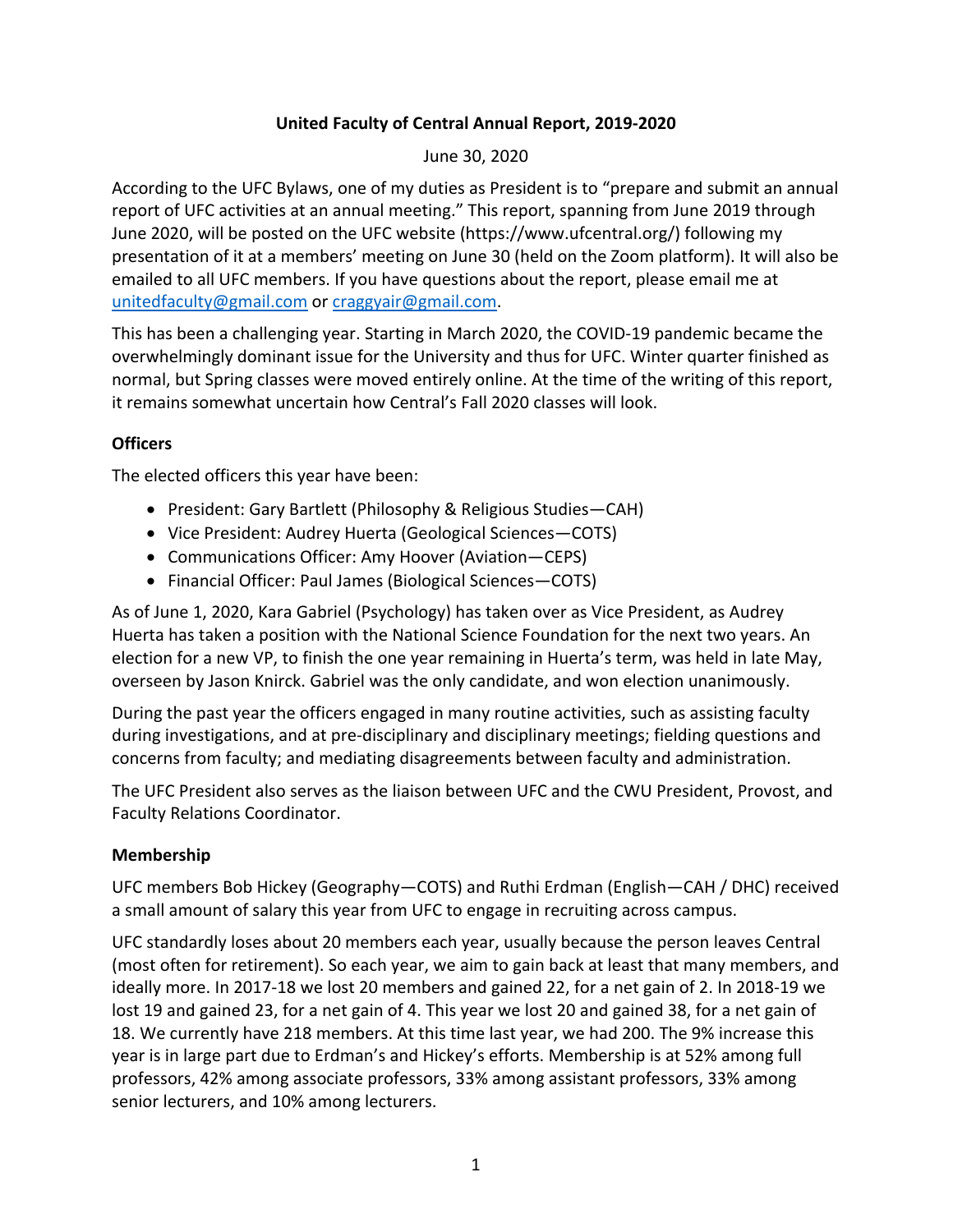**United Faculty of Central Annual Report, 2019-2020**

June 30, 2020

According to the UFC Bylaws, one of my duties as President is to "prepare and submit an annual report of UFC activities at an annual meeting." This report, spanning from June 2019 through June 2020, will be posted on the UFC website (https://www.ufcentral.org/) following my presentation of it at a members' meeting on June 30 (held on the Zoom platform). It will also be emailed to all UFC members. If you have questions about the report, please email me at unitedfaculty@gmail.com or craggyair@gmail.com.

This has been a challenging year. Starting in March 2020, the COVID-19 pandemic became the overwhelmingly dominant issue for the University and thus for UFC. Winter quarter finished as normal, but Spring classes were moved entirely online. At the time of the writing of this report, it remains somewhat uncertain how Central's Fall 2020 classes will look.

## Officers

The elected officers this year have been:

- President: Gary Bartlett (Philosophy & Religious Studies—CAH)
- Vice President: Audrey Huerta (Geological Sciences—COTS)
- Communications Officer: Amy Hoover (Aviation—CEPS)
- Financial Officer: Paul James (Biological Sciences—COTS)

As of June 1, 2020, Kara Gabriel (Psychology) has taken over as Vice President, as Audrey Huerta has taken a position with the National Science Foundation for the next two years. An election for a new VP, to finish the one year remaining in Huerta's term, was held in late May, overseen by Jason Knirck. Gabriel was the only candidate, and won election unanimously.

During the past year the officers engaged in many routine activities, such as assisting faculty during investigations, and at pre-disciplinary and disciplinary meetings; fielding questions and concerns from faculty; and mediating disagreements between faculty and administration.

The UFC President also serves as the liaison between UFC and the CWU President, Provost, and Faculty Relations Coordinator.

## Membership

UFC members Bob Hickey (Geography—COTS) and Ruthi Erdman (English—CAH / DHC) received a small amount of salary this year from UFC to engage in recruiting across campus.

UFC standardly loses about 20 members each year, usually because the person leaves Central (most often for retirement). So each year, we aim to gain back at least that many members, and ideally more. In 2017-18 we lost 20 members and gained 22, for a net gain of 2. In 2018-19 we lost 19 and gained 23, for a net gain of 4. This year we lost 20 and gained 38, for a net gain of 18. We currently have 218 members. At this time last year, we had 200. The 9% increase this year is in large part due to Erdman's and Hickey's efforts. Membership is at 52% among full professors, 42% among associate professors, 33% among assistant professors, 33% among senior lecturers, and 10% among lecturers.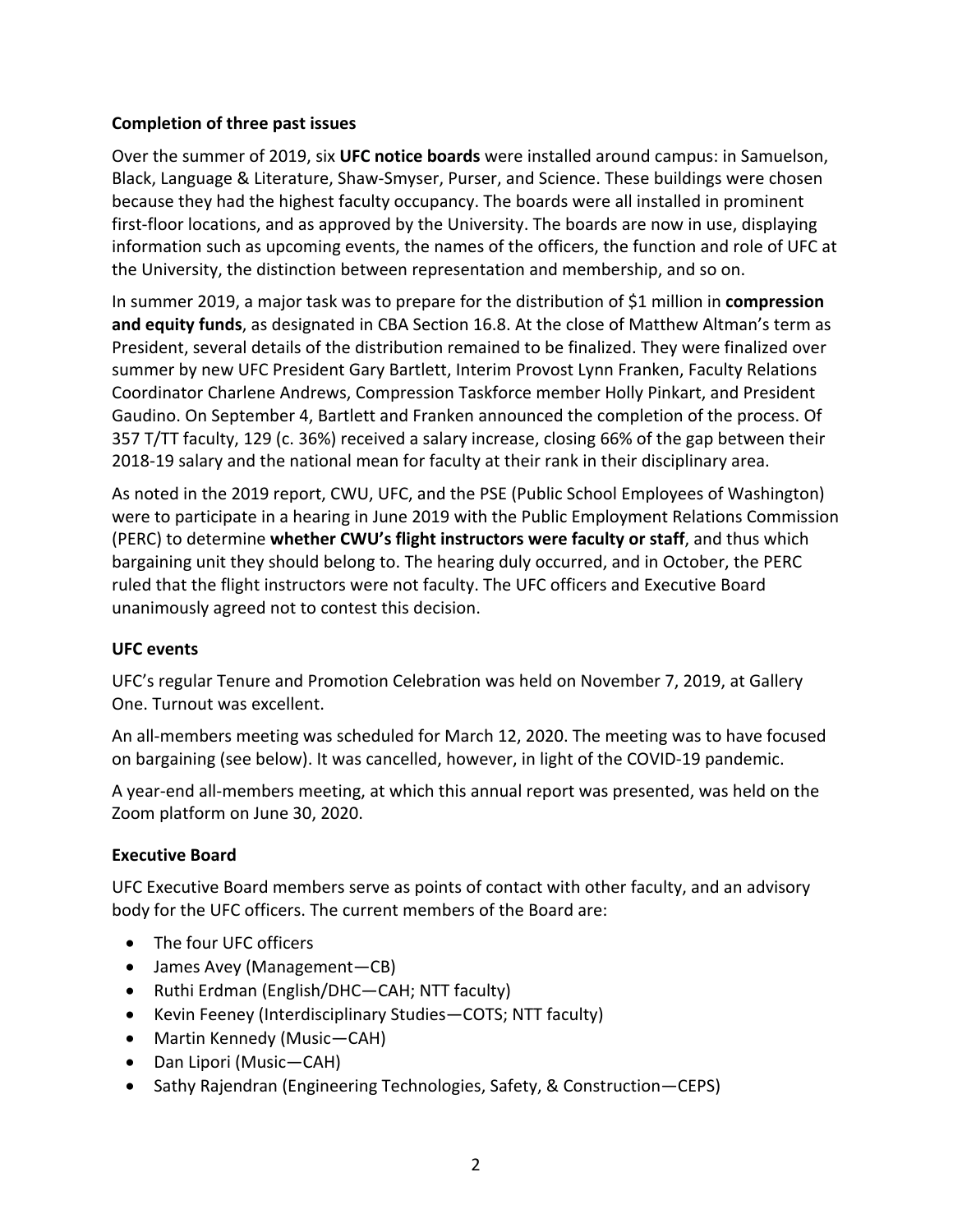### Completion of three past issues

Over the summer of 2019, six **UFC notice boards** were installed around campus: in Samuelson, Black, Language & Literature, Shaw-Smyser, Purser, and Science. These buildings were chosen because they had the highest faculty occupancy. The boards were all installed in prominent first-floor locations, and as approved by the University. The boards are now in use, displaying information such as upcoming events, the names of the officers, the function and role of UFC at the University, the distinction between representation and membership, and so on.

In summer 2019, a major task was to prepare for the distribution of $1 million in **compression and equity funds**, as designated in CBA Section 16.8. At the close of Matthew Altman's term as President, several details of the distribution remained to be finalized. They were finalized over summer by new UFC President Gary Bartlett, Interim Provost Lynn Franken, Faculty Relations Coordinator Charlene Andrews, Compression Taskforce member Holly Pinkart, and President Gaudino. On September 4, Bartlett and Franken announced the completion of the process. Of 357 T/TT faculty, 129 (c. 36%) received a salary increase, closing 66% of the gap between their 2018-19 salary and the national mean for faculty at their rank in their disciplinary area.

As noted in the 2019 report, CWU, UFC, and the PSE (Public School Employees of Washington) were to participate in a hearing in June 2019 with the Public Employment Relations Commission (PERC) to determine **whether CWU's flight instructors were faculty or staff**, and thus which bargaining unit they should belong to. The hearing duly occurred, and in October, the PERC ruled that the flight instructors were not faculty. The UFC officers and Executive Board unanimously agreed not to contest this decision.

### UFC events

UFC's regular Tenure and Promotion Celebration was held on November 7, 2019, at Gallery One. Turnout was excellent.

An all-members meeting was scheduled for March 12, 2020. The meeting was to have focused on bargaining (see below). It was cancelled, however, in light of the COVID-19 pandemic.

A year-end all-members meeting, at which this annual report was presented, was held on the Zoom platform on June 30, 2020.

### Executive Board

UFC Executive Board members serve as points of contact with other faculty, and an advisory body for the UFC officers. The current members of the Board are:

- The four UFC officers
- James Avey (Management—CB)
- Ruthi Erdman (English/DHC—CAH; NTT faculty)
- Kevin Feeney (Interdisciplinary Studies—COTS; NTT faculty)
- Martin Kennedy (Music—CAH)
- Dan Lipori (Music—CAH)
- Sathy Rajendran (Engineering Technologies, Safety, & Construction—CEPS)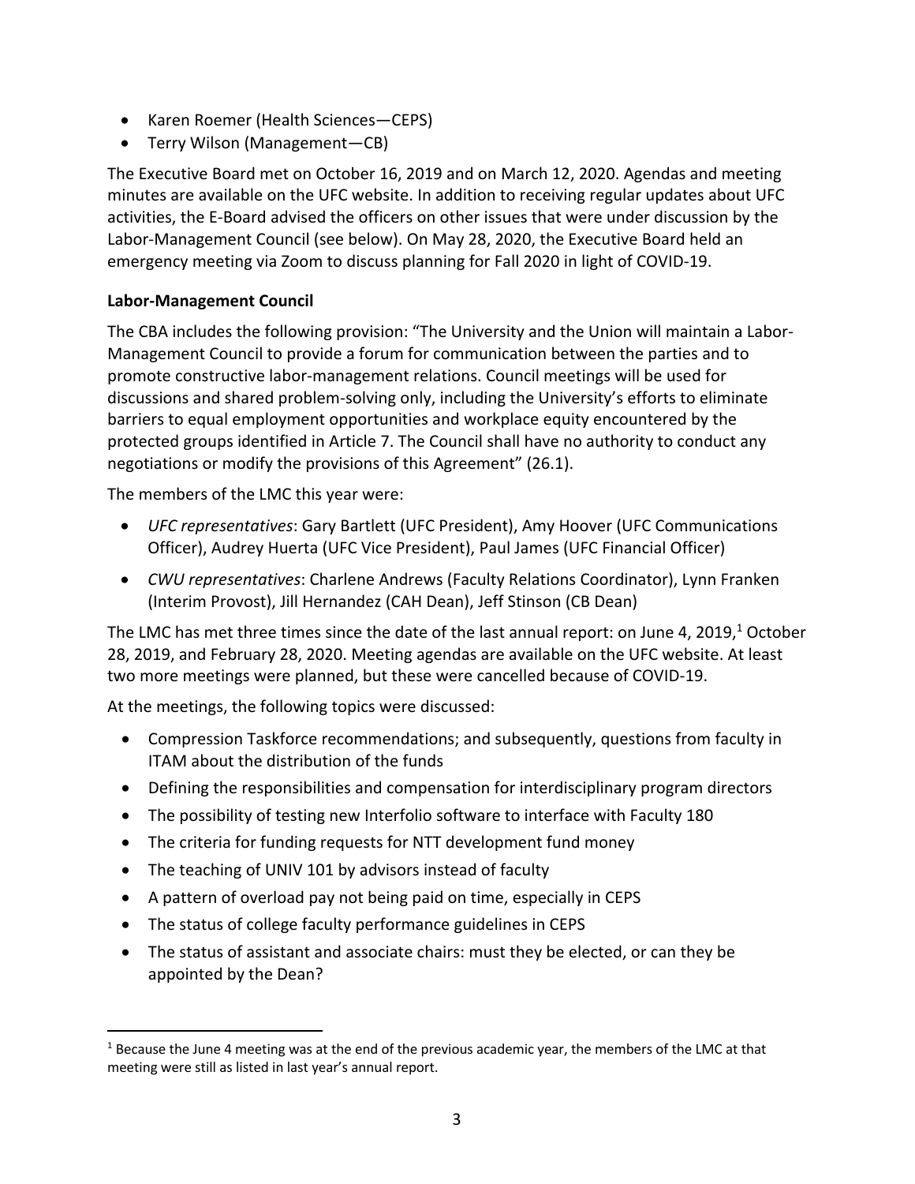- Karen Roemer (Health Sciences—CEPS)
- Terry Wilson (Management—CB)

The Executive Board met on October 16, 2019 and on March 12, 2020. Agendas and meeting minutes are available on the UFC website. In addition to receiving regular updates about UFC activities, the E-Board advised the officers on other issues that were under discussion by the Labor-Management Council (see below). On May 28, 2020, the Executive Board held an emergency meeting via Zoom to discuss planning for Fall 2020 in light of COVID-19.

**Labor-Management Council**

The CBA includes the following provision: "The University and the Union will maintain a Labor-Management Council to provide a forum for communication between the parties and to promote constructive labor-management relations. Council meetings will be used for discussions and shared problem-solving only, including the University's efforts to eliminate barriers to equal employment opportunities and workplace equity encountered by the protected groups identified in Article 7. The Council shall have no authority to conduct any negotiations or modify the provisions of this Agreement" (26.1).

The members of the LMC this year were:

- *UFC representatives*: Gary Bartlett (UFC President), Amy Hoover (UFC Communications Officer), Audrey Huerta (UFC Vice President), Paul James (UFC Financial Officer)
- *CWU representatives*: Charlene Andrews (Faculty Relations Coordinator), Lynn Franken (Interim Provost), Jill Hernandez (CAH Dean), Jeff Stinson (CB Dean)

The LMC has met three times since the date of the last annual report: on June 4, 2019,[1] October 28, 2019, and February 28, 2020. Meeting agendas are available on the UFC website. At least two more meetings were planned, but these were cancelled because of COVID-19.

At the meetings, the following topics were discussed:

- Compression Taskforce recommendations; and subsequently, questions from faculty in ITAM about the distribution of the funds
- Defining the responsibilities and compensation for interdisciplinary program directors
- The possibility of testing new Interfolio software to interface with Faculty 180
- The criteria for funding requests for NTT development fund money
- The teaching of UNIV 101 by advisors instead of faculty
- A pattern of overload pay not being paid on time, especially in CEPS
- The status of college faculty performance guidelines in CEPS
- The status of assistant and associate chairs: must they be elected, or can they be appointed by the Dean?

[1] Because the June 4 meeting was at the end of the previous academic year, the members of the LMC at that meeting were still as listed in last year's annual report.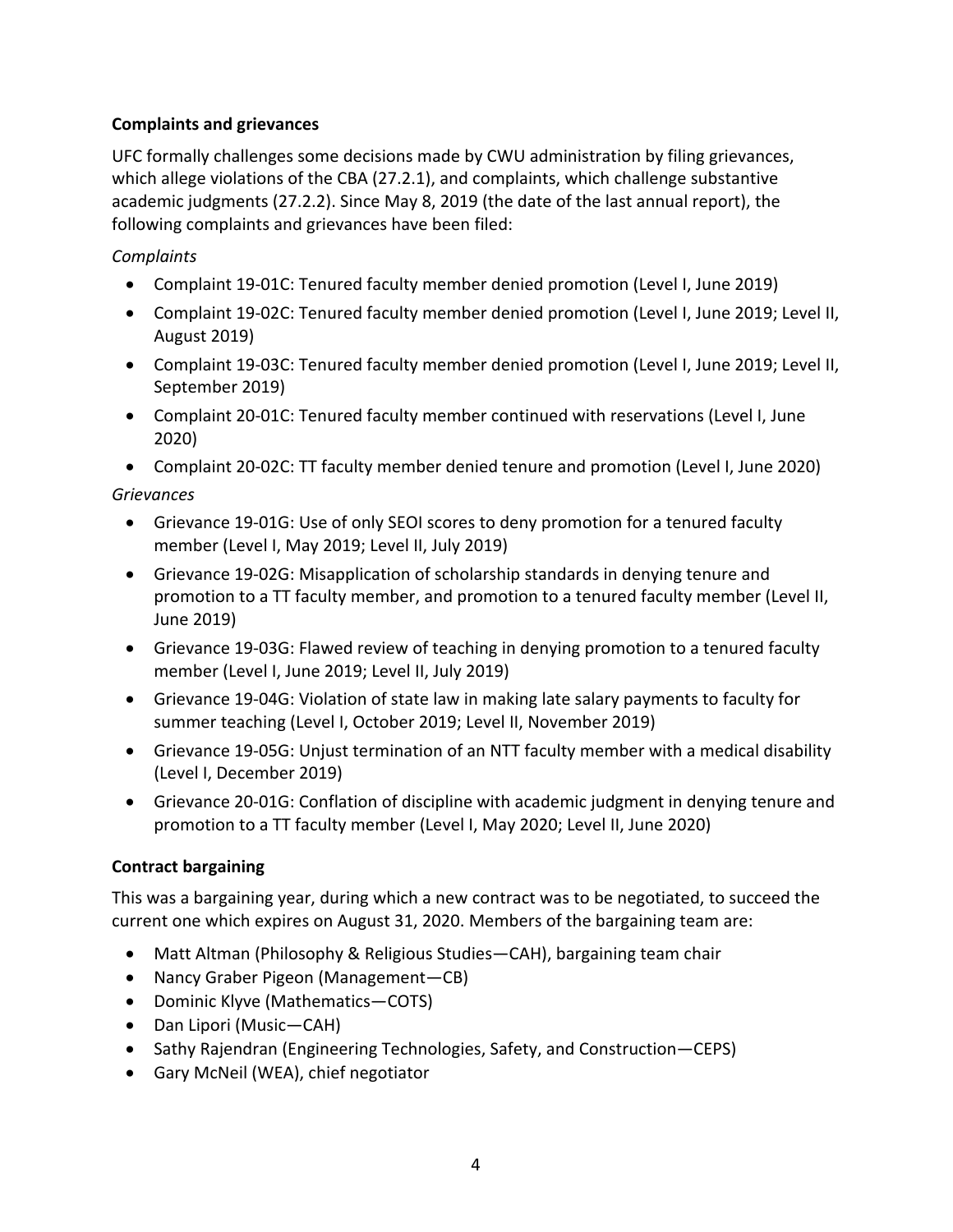**Complaints and grievances**

UFC formally challenges some decisions made by CWU administration by filing grievances, which allege violations of the CBA (27.2.1), and complaints, which challenge substantive academic judgments (27.2.2). Since May 8, 2019 (the date of the last annual report), the following complaints and grievances have been filed:

*Complaints*

- Complaint 19-01C: Tenured faculty member denied promotion (Level I, June 2019)
- Complaint 19-02C: Tenured faculty member denied promotion (Level I, June 2019; Level II, August 2019)
- Complaint 19-03C: Tenured faculty member denied promotion (Level I, June 2019; Level II, September 2019)
- Complaint 20-01C: Tenured faculty member continued with reservations (Level I, June 2020)
- Complaint 20-02C: TT faculty member denied tenure and promotion (Level I, June 2020)

*Grievances*

- Grievance 19-01G: Use of only SEOI scores to deny promotion for a tenured faculty member (Level I, May 2019; Level II, July 2019)
- Grievance 19-02G: Misapplication of scholarship standards in denying tenure and promotion to a TT faculty member, and promotion to a tenured faculty member (Level II, June 2019)
- Grievance 19-03G: Flawed review of teaching in denying promotion to a tenured faculty member (Level I, June 2019; Level II, July 2019)
- Grievance 19-04G: Violation of state law in making late salary payments to faculty for summer teaching (Level I, October 2019; Level II, November 2019)
- Grievance 19-05G: Unjust termination of an NTT faculty member with a medical disability (Level I, December 2019)
- Grievance 20-01G: Conflation of discipline with academic judgment in denying tenure and promotion to a TT faculty member (Level I, May 2020; Level II, June 2020)

**Contract bargaining**

This was a bargaining year, during which a new contract was to be negotiated, to succeed the current one which expires on August 31, 2020. Members of the bargaining team are:

- Matt Altman (Philosophy & Religious Studies—CAH), bargaining team chair
- Nancy Graber Pigeon (Management—CB)
- Dominic Klyve (Mathematics—COTS)
- Dan Lipori (Music—CAH)
- Sathy Rajendran (Engineering Technologies, Safety, and Construction—CEPS)
- Gary McNeil (WEA), chief negotiator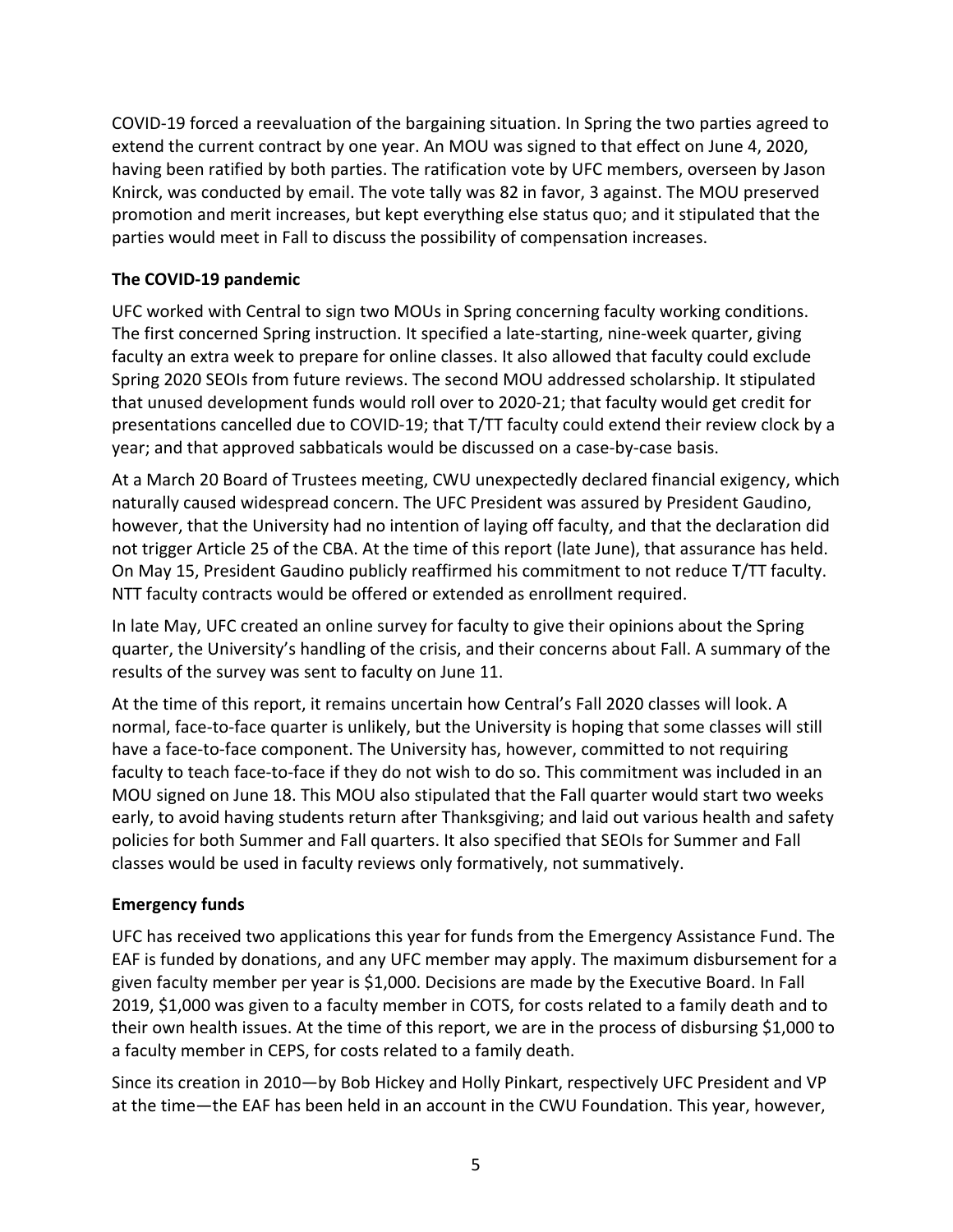COVID-19 forced a reevaluation of the bargaining situation. In Spring the two parties agreed to extend the current contract by one year. An MOU was signed to that effect on June 4, 2020, having been ratified by both parties. The ratification vote by UFC members, overseen by Jason Knirck, was conducted by email. The vote tally was 82 in favor, 3 against. The MOU preserved promotion and merit increases, but kept everything else status quo; and it stipulated that the parties would meet in Fall to discuss the possibility of compensation increases.

**The COVID-19 pandemic**

UFC worked with Central to sign two MOUs in Spring concerning faculty working conditions. The first concerned Spring instruction. It specified a late-starting, nine-week quarter, giving faculty an extra week to prepare for online classes. It also allowed that faculty could exclude Spring 2020 SEOIs from future reviews. The second MOU addressed scholarship. It stipulated that unused development funds would roll over to 2020-21; that faculty would get credit for presentations cancelled due to COVID-19; that T/TT faculty could extend their review clock by a year; and that approved sabbaticals would be discussed on a case-by-case basis.

At a March 20 Board of Trustees meeting, CWU unexpectedly declared financial exigency, which naturally caused widespread concern. The UFC President was assured by President Gaudino, however, that the University had no intention of laying off faculty, and that the declaration did not trigger Article 25 of the CBA. At the time of this report (late June), that assurance has held. On May 15, President Gaudino publicly reaffirmed his commitment to not reduce T/TT faculty. NTT faculty contracts would be offered or extended as enrollment required.

In late May, UFC created an online survey for faculty to give their opinions about the Spring quarter, the University's handling of the crisis, and their concerns about Fall. A summary of the results of the survey was sent to faculty on June 11.

At the time of this report, it remains uncertain how Central's Fall 2020 classes will look. A normal, face-to-face quarter is unlikely, but the University is hoping that some classes will still have a face-to-face component. The University has, however, committed to not requiring faculty to teach face-to-face if they do not wish to do so. This commitment was included in an MOU signed on June 18. This MOU also stipulated that the Fall quarter would start two weeks early, to avoid having students return after Thanksgiving; and laid out various health and safety policies for both Summer and Fall quarters. It also specified that SEOIs for Summer and Fall classes would be used in faculty reviews only formatively, not summatively.

**Emergency funds**

UFC has received two applications this year for funds from the Emergency Assistance Fund. The EAF is funded by donations, and any UFC member may apply. The maximum disbursement for a given faculty member per year is $1,000. Decisions are made by the Executive Board. In Fall 2019, $1,000 was given to a faculty member in COTS, for costs related to a family death and to their own health issues. At the time of this report, we are in the process of disbursing $1,000 to a faculty member in CEPS, for costs related to a family death.

Since its creation in 2010—by Bob Hickey and Holly Pinkart, respectively UFC President and VP at the time—the EAF has been held in an account in the CWU Foundation. This year, however,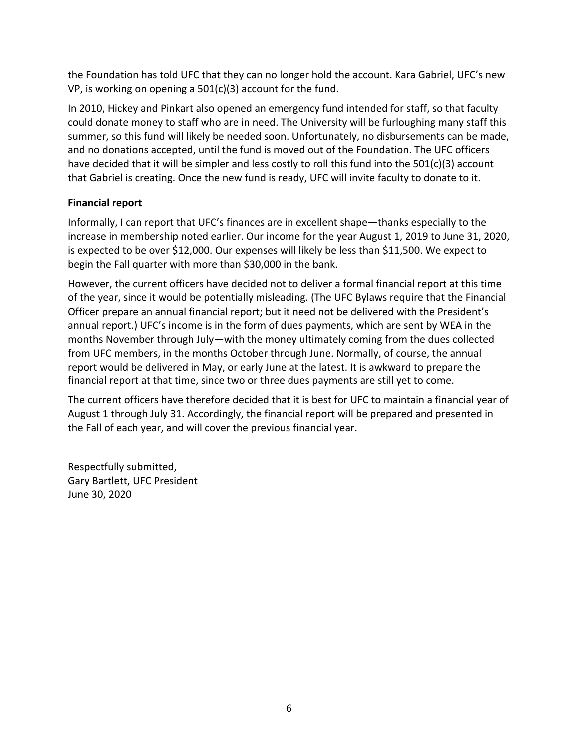the Foundation has told UFC that they can no longer hold the account. Kara Gabriel, UFC's new VP, is working on opening a 501(c)(3) account for the fund.

In 2010, Hickey and Pinkart also opened an emergency fund intended for staff, so that faculty could donate money to staff who are in need. The University will be furloughing many staff this summer, so this fund will likely be needed soon. Unfortunately, no disbursements can be made, and no donations accepted, until the fund is moved out of the Foundation. The UFC officers have decided that it will be simpler and less costly to roll this fund into the 501(c)(3) account that Gabriel is creating. Once the new fund is ready, UFC will invite faculty to donate to it.

**Financial report**

Informally, I can report that UFC's finances are in excellent shape—thanks especially to the increase in membership noted earlier. Our income for the year August 1, 2019 to June 31, 2020, is expected to be over $12,000. Our expenses will likely be less than $11,500. We expect to begin the Fall quarter with more than $30,000 in the bank.

However, the current officers have decided not to deliver a formal financial report at this time of the year, since it would be potentially misleading. (The UFC Bylaws require that the Financial Officer prepare an annual financial report; but it need not be delivered with the President's annual report.) UFC's income is in the form of dues payments, which are sent by WEA in the months November through July—with the money ultimately coming from the dues collected from UFC members, in the months October through June. Normally, of course, the annual report would be delivered in May, or early June at the latest. It is awkward to prepare the financial report at that time, since two or three dues payments are still yet to come.

The current officers have therefore decided that it is best for UFC to maintain a financial year of August 1 through July 31. Accordingly, the financial report will be prepared and presented in the Fall of each year, and will cover the previous financial year.

Respectfully submitted,
Gary Bartlett, UFC President
June 30, 2020